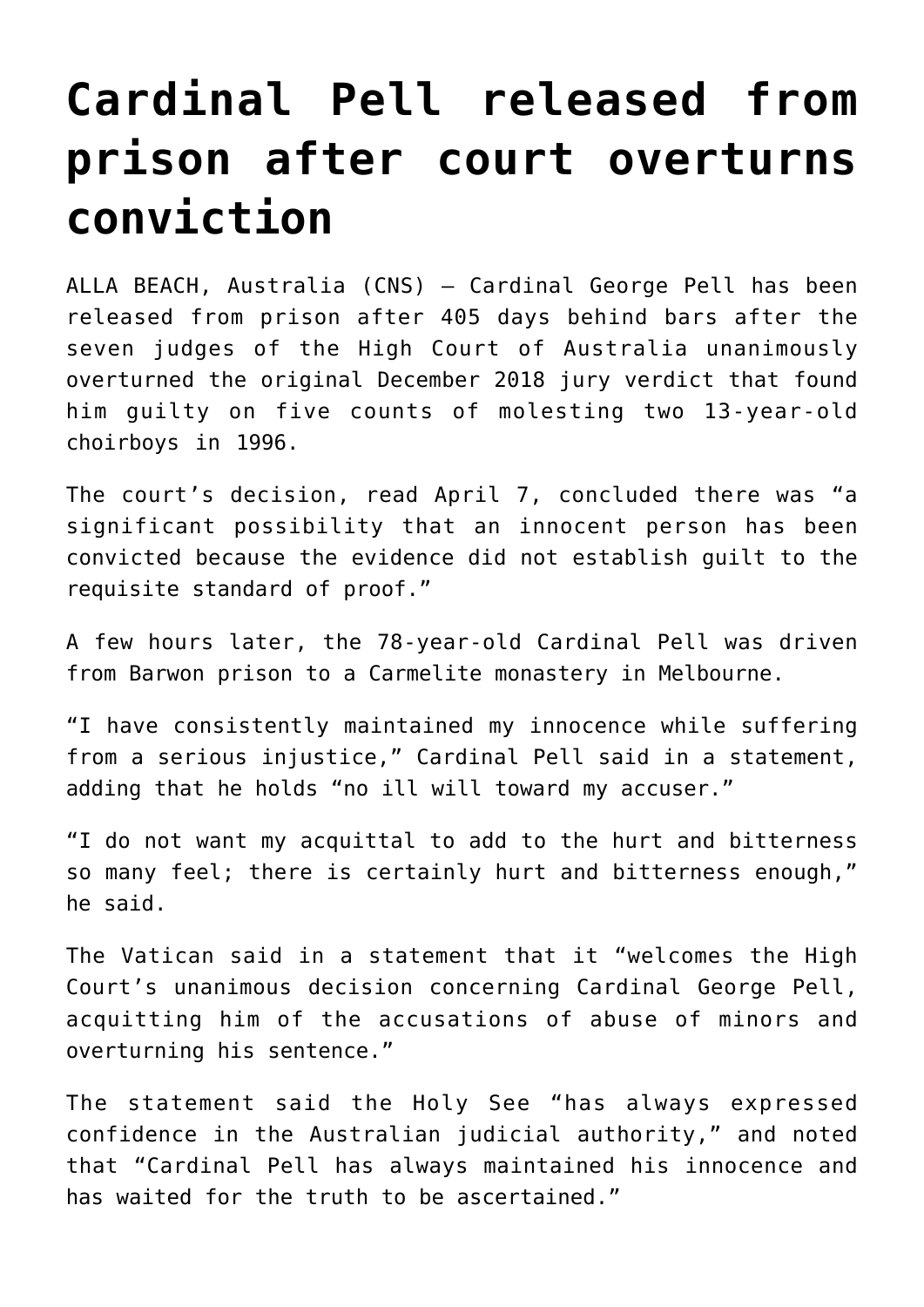# Cardinal Pell released from prison after court overturns conviction

ALLA BEACH, Australia (CNS) — Cardinal George Pell has been released from prison after 405 days behind bars after the seven judges of the High Court of Australia unanimously overturned the original December 2018 jury verdict that found him guilty on five counts of molesting two 13-year-old choirboys in 1996.

The court's decision, read April 7, concluded there was "a significant possibility that an innocent person has been convicted because the evidence did not establish guilt to the requisite standard of proof."

A few hours later, the 78-year-old Cardinal Pell was driven from Barwon prison to a Carmelite monastery in Melbourne.

"I have consistently maintained my innocence while suffering from a serious injustice," Cardinal Pell said in a statement, adding that he holds "no ill will toward my accuser."

"I do not want my acquittal to add to the hurt and bitterness so many feel; there is certainly hurt and bitterness enough," he said.

The Vatican said in a statement that it "welcomes the High Court's unanimous decision concerning Cardinal George Pell, acquitting him of the accusations of abuse of minors and overturning his sentence."

The statement said the Holy See "has always expressed confidence in the Australian judicial authority," and noted that "Cardinal Pell has always maintained his innocence and has waited for the truth to be ascertained."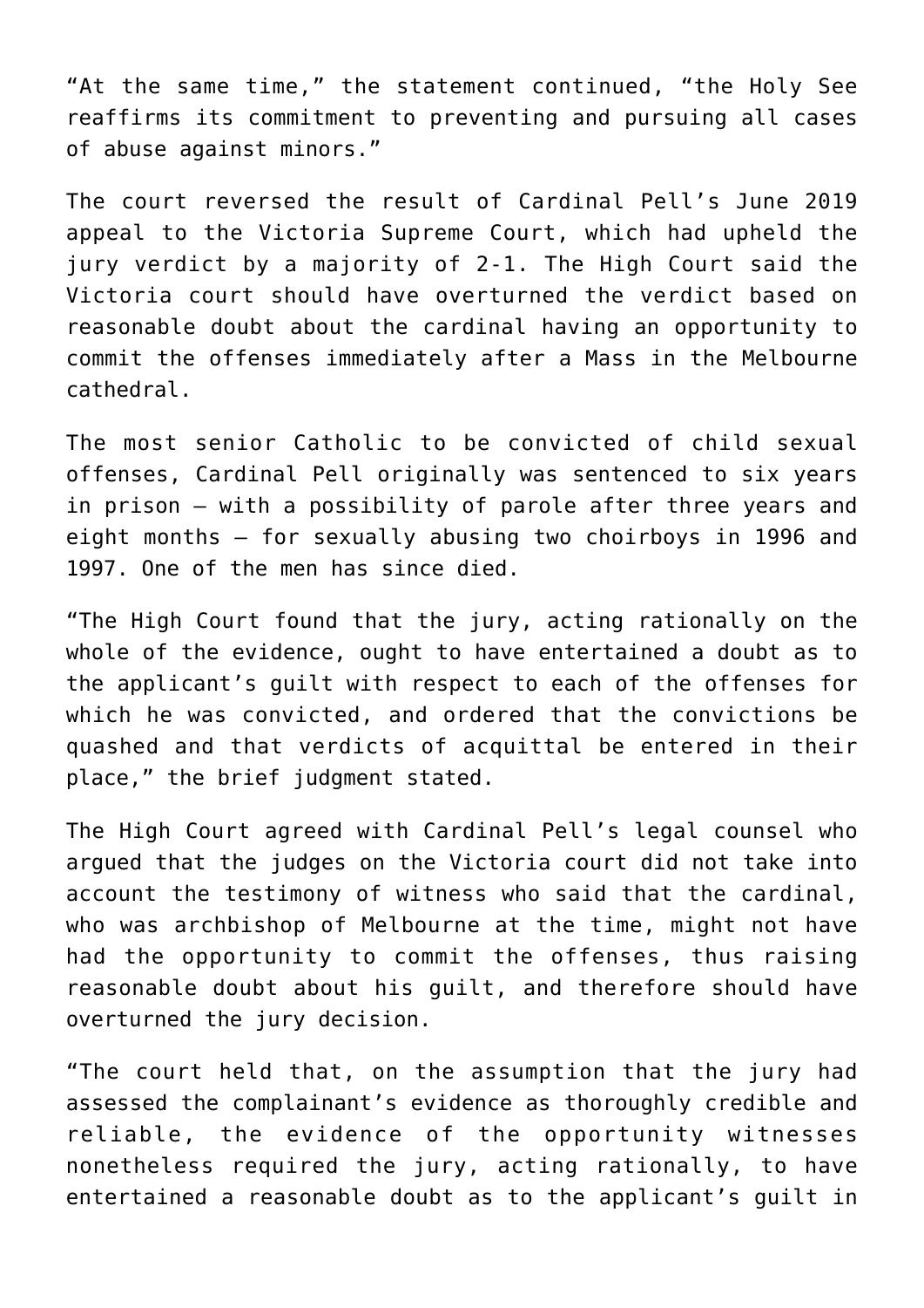"At the same time," the statement continued, "the Holy See reaffirms its commitment to preventing and pursuing all cases of abuse against minors."

The court reversed the result of Cardinal Pell's June 2019 appeal to the Victoria Supreme Court, which had upheld the jury verdict by a majority of 2-1. The High Court said the Victoria court should have overturned the verdict based on reasonable doubt about the cardinal having an opportunity to commit the offenses immediately after a Mass in the Melbourne cathedral.

The most senior Catholic to be convicted of child sexual offenses, Cardinal Pell originally was sentenced to six years in prison — with a possibility of parole after three years and eight months — for sexually abusing two choirboys in 1996 and 1997. One of the men has since died.

"The High Court found that the jury, acting rationally on the whole of the evidence, ought to have entertained a doubt as to the applicant's guilt with respect to each of the offenses for which he was convicted, and ordered that the convictions be quashed and that verdicts of acquittal be entered in their place," the brief judgment stated.

The High Court agreed with Cardinal Pell's legal counsel who argued that the judges on the Victoria court did not take into account the testimony of witness who said that the cardinal, who was archbishop of Melbourne at the time, might not have had the opportunity to commit the offenses, thus raising reasonable doubt about his guilt, and therefore should have overturned the jury decision.

"The court held that, on the assumption that the jury had assessed the complainant's evidence as thoroughly credible and reliable, the evidence of the opportunity witnesses nonetheless required the jury, acting rationally, to have entertained a reasonable doubt as to the applicant's guilt in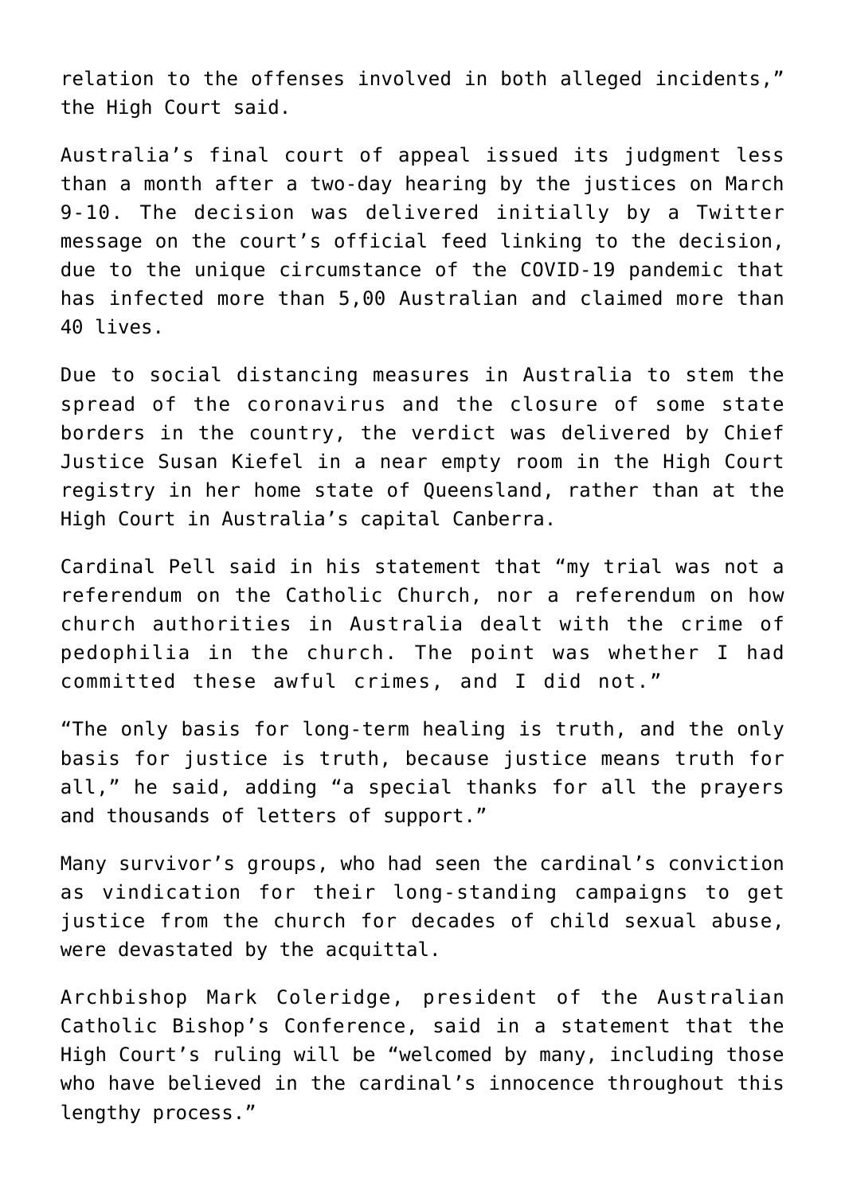relation to the offenses involved in both alleged incidents," the High Court said.

Australia's final court of appeal issued its judgment less than a month after a two-day hearing by the justices on March 9-10. The decision was delivered initially by a Twitter message on the court's official feed linking to the decision, due to the unique circumstance of the COVID-19 pandemic that has infected more than 5,00 Australian and claimed more than 40 lives.

Due to social distancing measures in Australia to stem the spread of the coronavirus and the closure of some state borders in the country, the verdict was delivered by Chief Justice Susan Kiefel in a near empty room in the High Court registry in her home state of Queensland, rather than at the High Court in Australia's capital Canberra.

Cardinal Pell said in his statement that "my trial was not a referendum on the Catholic Church, nor a referendum on how church authorities in Australia dealt with the crime of pedophilia in the church. The point was whether I had committed these awful crimes, and I did not."

"The only basis for long-term healing is truth, and the only basis for justice is truth, because justice means truth for all," he said, adding "a special thanks for all the prayers and thousands of letters of support."

Many survivor's groups, who had seen the cardinal's conviction as vindication for their long-standing campaigns to get justice from the church for decades of child sexual abuse, were devastated by the acquittal.

Archbishop Mark Coleridge, president of the Australian Catholic Bishop's Conference, said in a statement that the High Court's ruling will be "welcomed by many, including those who have believed in the cardinal's innocence throughout this lengthy process."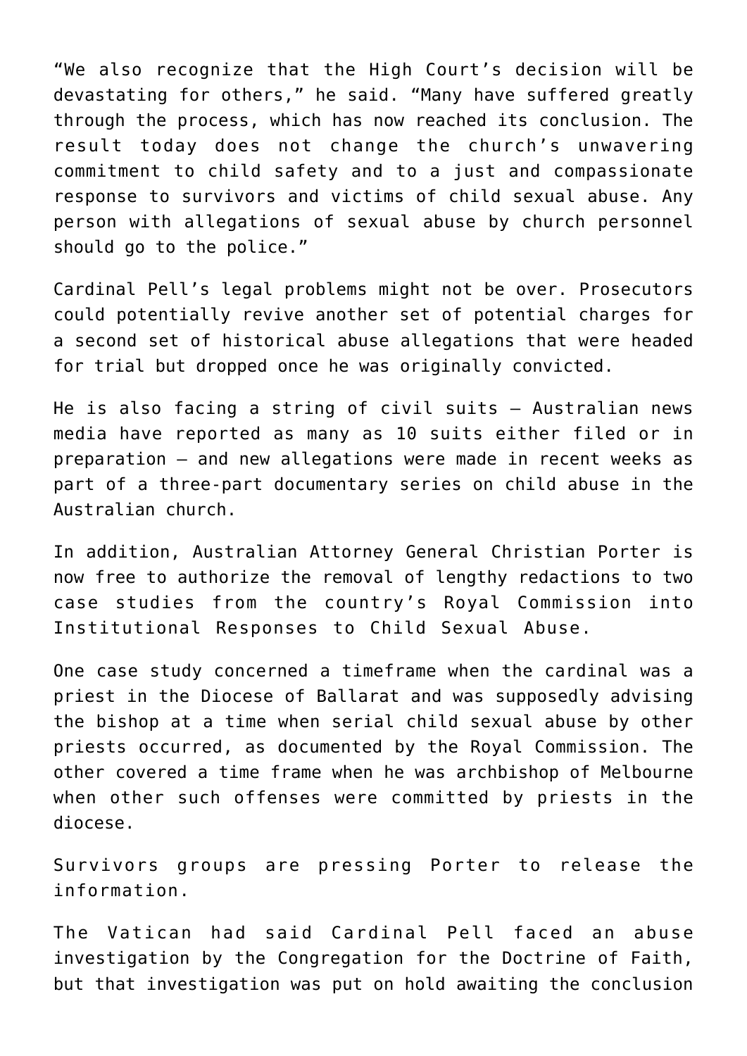"We also recognize that the High Court's decision will be devastating for others," he said. "Many have suffered greatly through the process, which has now reached its conclusion. The result today does not change the church's unwavering commitment to child safety and to a just and compassionate response to survivors and victims of child sexual abuse. Any person with allegations of sexual abuse by church personnel should go to the police."

Cardinal Pell's legal problems might not be over. Prosecutors could potentially revive another set of potential charges for a second set of historical abuse allegations that were headed for trial but dropped once he was originally convicted.

He is also facing a string of civil suits — Australian news media have reported as many as 10 suits either filed or in preparation — and new allegations were made in recent weeks as part of a three-part documentary series on child abuse in the Australian church.

In addition, Australian Attorney General Christian Porter is now free to authorize the removal of lengthy redactions to two case studies from the country's Royal Commission into Institutional Responses to Child Sexual Abuse.

One case study concerned a timeframe when the cardinal was a priest in the Diocese of Ballarat and was supposedly advising the bishop at a time when serial child sexual abuse by other priests occurred, as documented by the Royal Commission. The other covered a time frame when he was archbishop of Melbourne when other such offenses were committed by priests in the diocese.

Survivors groups are pressing Porter to release the information.

The Vatican had said Cardinal Pell faced an abuse investigation by the Congregation for the Doctrine of Faith, but that investigation was put on hold awaiting the conclusion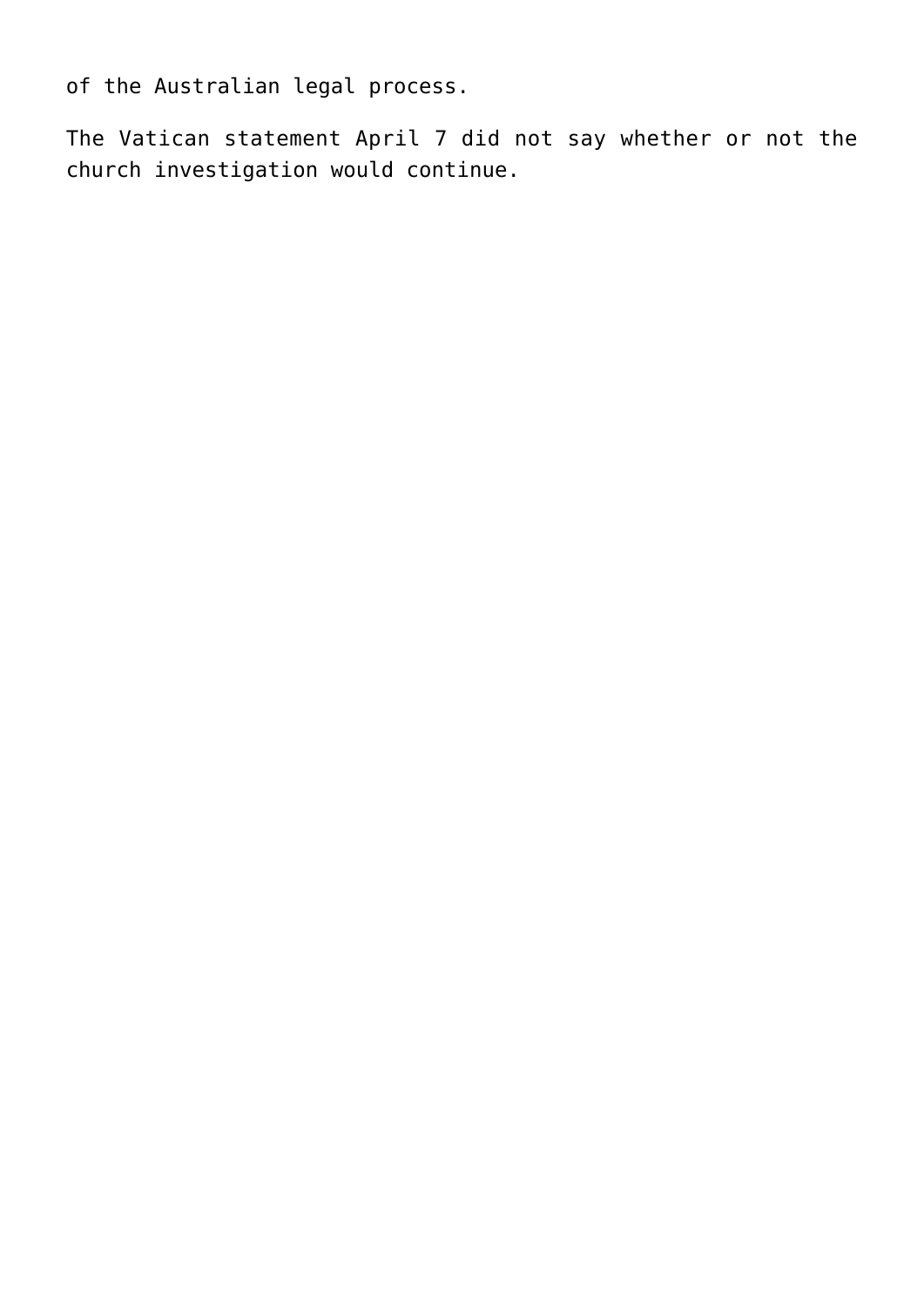of the Australian legal process.

The Vatican statement April 7 did not say whether or not the church investigation would continue.